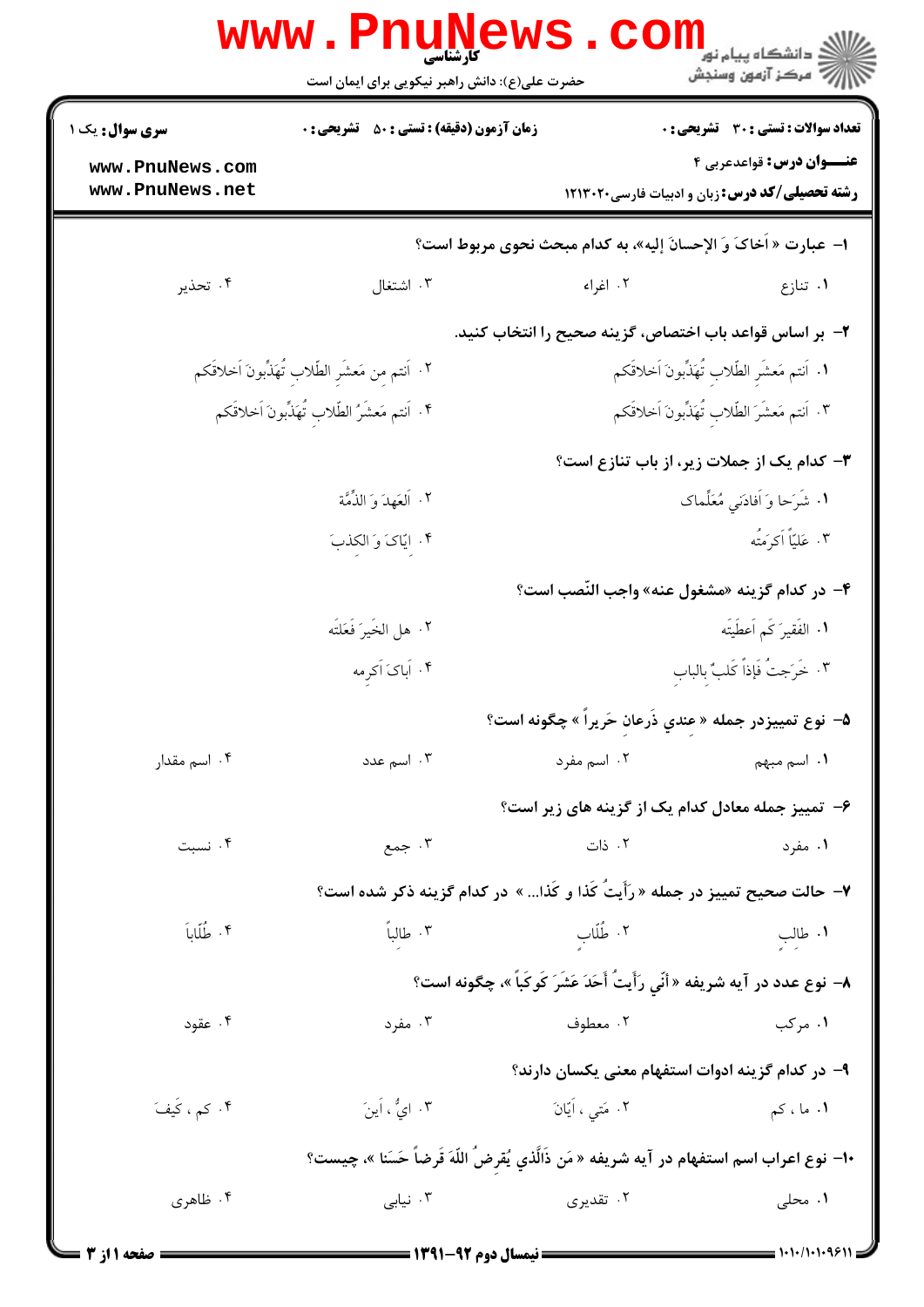کارشناسی

حضرت علی(ع): دانش راهبر نیکویی برای ایمان است

دانشگاه پیام نور
مرکز آزمون وسنجش

| سری سوال: یک ۱ | زمان آزمون (دقیقه) : تستی : ۵۰ تشریحی : ۰ | تعداد سوالات : تستی : ۳۰ تشریحی : ۰ |
|---|---|---|
| | | عنـــوان درس: قواعدعربی ۴ |
| | | رشته تحصیلی/کد درس: زبان و ادبیات فارسی۱۲۱۳۰۲۰ |

۱- عبارت « اَخاکَ وَ الإحسانَ إليه»، به کدام مبحث نحوی مربوط است؟

۱. تنازع ۲. اغراء ۳. اشتغال ۴. تحذیر

۲- بر اساس قواعد باب اختصاص، گزینه صحیح را انتخاب کنید.

۱. اَنتم مَعشَرِ الطّلاب تُهَذِّبونَ اَخلاقَکم
۲. اَنتم من مَعشَرِ الطّلاب تُهَذِّبونَ اَخلاقَکم
۳. اَنتم مَعشَرَ الطّلاب تُهَذِّبونَ اَخلاقَکم
۴. اَنتم مَعشَرُ الطّلاب تُهَذِّبونَ اَخلاقَکم

۳- کدام یک از جملات زیر، از باب تنازع است؟

۱. شَرَحا وَ اَفادَني مُعَلِّماکَ
۲. اَلعَهدَ وَ الذِّمَّة
۳. عَليّاً اَکرَمتُه
۴. ایّاکَ وَ الکذبَ

۴- در کدام گزینه «مشغول عنه» واجب النّصب است؟

۱. الفَقيرَ کَم اَعطَيتَه
۲. هل الخَيرَ فَعَلتَه
۳. خَرَجتُ فَإذاً کَلبٌ بالباب
۴. اَباکَ اَکرِمه

۵- نوع تمییزدر جمله « عِندي ذَرعانِ حَريراً » چگونه است؟

۱. اسم مبهم ۲. اسم مفرد ۳. اسم عدد ۴. اسم مقدار

۶- تمییز جمله معادل کدام یک از گزینه های زیر است؟

۱. مفرد ۲. ذات ۳. جمع ۴. نسبت

۷- حالت صحیح تمییز در جمله « رَأَيتُ کَذا و کَذا... » در کدام گزینه ذکر شده است؟

۱. طالِبِ ۲. طُلّابِ ۳. طالباً ۴. طُلّاباً

۸- نوع عدد در آیه شریفه « أنّي رَأَيتُ أَحَدَ عَشَرَ کَوکَباً »، چگونه است؟

۱. مرکب ۲. معطوف ۳. مفرد ۴. عقود

۹- در کدام گزینه ادوات استفهام معنی یکسان دارند؟

۱. ما ، کم ۲. مَتي ، اَيّانَ ۳. ايُّ ، اَينَ ۴. کم ، کَيفَ

۱۰- نوع اعراب اسم استفهام در آیه شریفه « مَن ذَالَّذي يُقرِضُ اللّهَ قَرضاً حَسَنا »، چیست؟

۱. محلی ۲. تقدیری ۳. نیابی ۴. ظاهری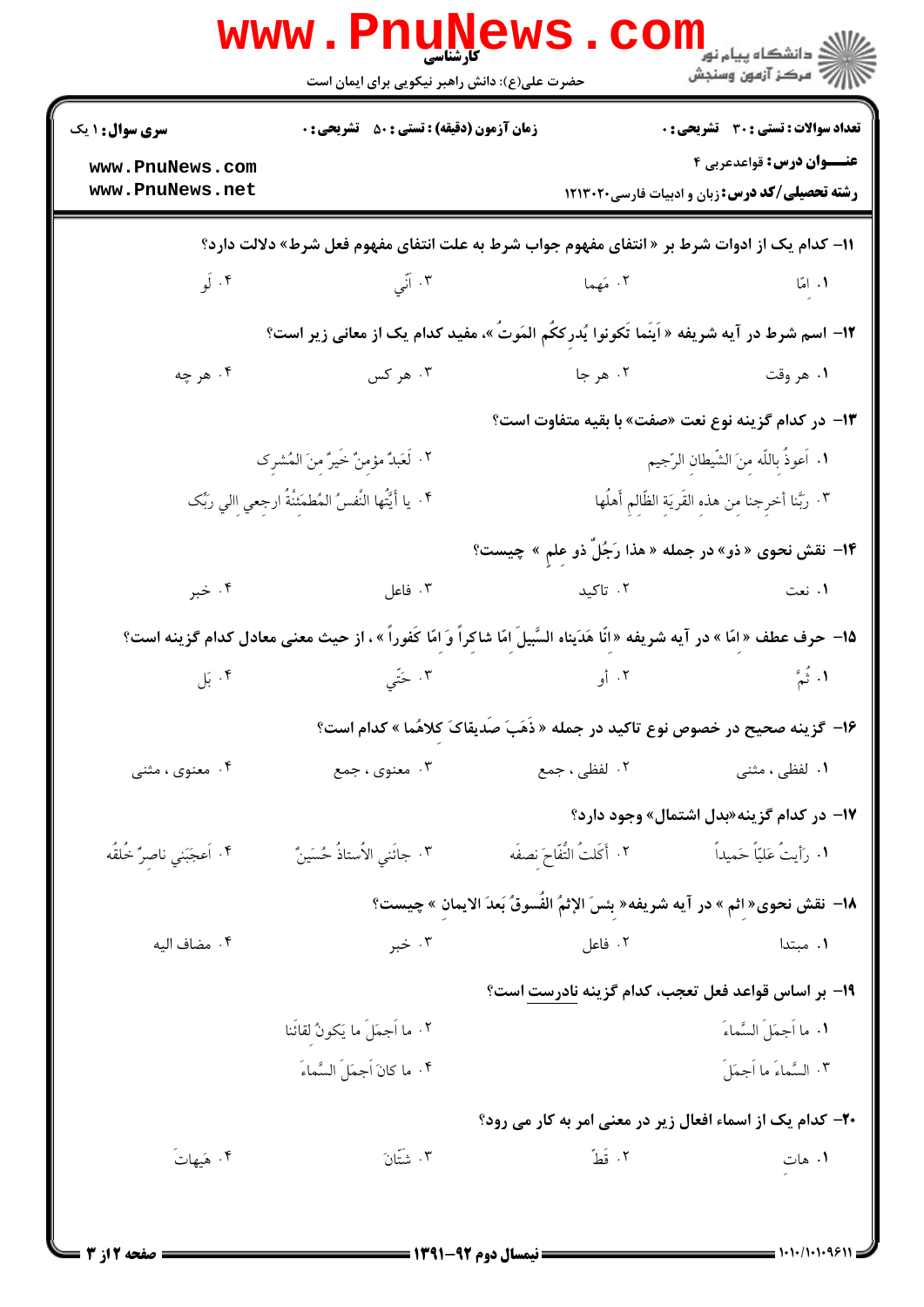۱۱- کدام یک از ادوات شرط بر « انتفای مفهوم جواب شرط به علت انتفای مفهوم فعل شرط» دلالت دارد؟

۱. امّا
۲. مَهما
۳. انّي
۴. لَو

۱۲- اسم شرط در آیه شریفه « اَینَما تَکونوا یُدرِککُم المَوتُ »، مفید کدام یک از معانی زیر است؟

۱. هر وقت
۲. هر جا
۳. هر کس
۴. هر چه

۱۳- در کدام گزینه نوع نعت «صفت» با بقیه متفاوت است؟

۱. اَعوذُ باللّه منَ الشّیطان الرّجیم
۲. لَعَبدٌ مؤمنٌ خَیرٌ منَ المُشرک
۳. ربَّنا أخرِجنا من هذه القَریَة الظّالم أهلُها
۴. یا أیَّتُها النَّفسُ المُطمَئنَّةُ ارجعي الي ربِّک

۱۴- نقش نحوی « ذو» در جمله « هذا رَجُلٌ ذو علمٍ » چیست؟

۱. نعت
۲. تاکید
۳. فاعل
۴. خبر

۱۵- حرف عطف « امّا » در آیه شریفه « انّا هَدَیناه السَّبیلَ امّا شاکراً وَ امّا کَفوراً » ، از حیث معنی معادل کدام گزینه است؟

۱. ثُمَّ
۲. أو
۳. حَتّي
۴. بَل

۱۶- گزینه صحیح در خصوص نوع تاکید در جمله « ذَهَبَ صَدیقاکَ کلاهُما » کدام است؟

۱. لفظی ، مثنی
۲. لفظی ، جمع
۳. معنوی ، جمع
۴. معنوی ، مثنی

۱۷- در کدام گزینه«بدل اشتمال» وجود دارد؟

۱. رَأیتُ عَلیّاً حَمیداً
۲. أکَلتُ التُّفّاحَ نصفَه
۳. جائَني الأستاذُ حُسَینٌ
۴. اَعجَبَني ناصرٌ خُلقُه

۱۸- نقش نحوی« اثم » در آیه شریفه« بئسَ الإثمُ الفُسوقُ بَعدَ الایمان » چیست؟

۱. مبتدا
۲. فاعل
۳. خبر
۴. مضاف الیه

۱۹- بر اساس قواعد فعل تعجب، کدام گزینه نادرست است؟

۱. ما اَجمَلَ السَّماءَ
۲. ما اَجمَلَ ما یَکونُ لقائَنا
۳. السَّماءَ ما اَجمَلَ
۴. ما کانَ اَجمَلَ السَّماءَ

۲۰- کدام یک از اسماء افعال زیر در معنی امر به کار می رود؟

۱. هاتِ
۲. قَطّ
۳. شَتّانَ
۴. هَیهاتَ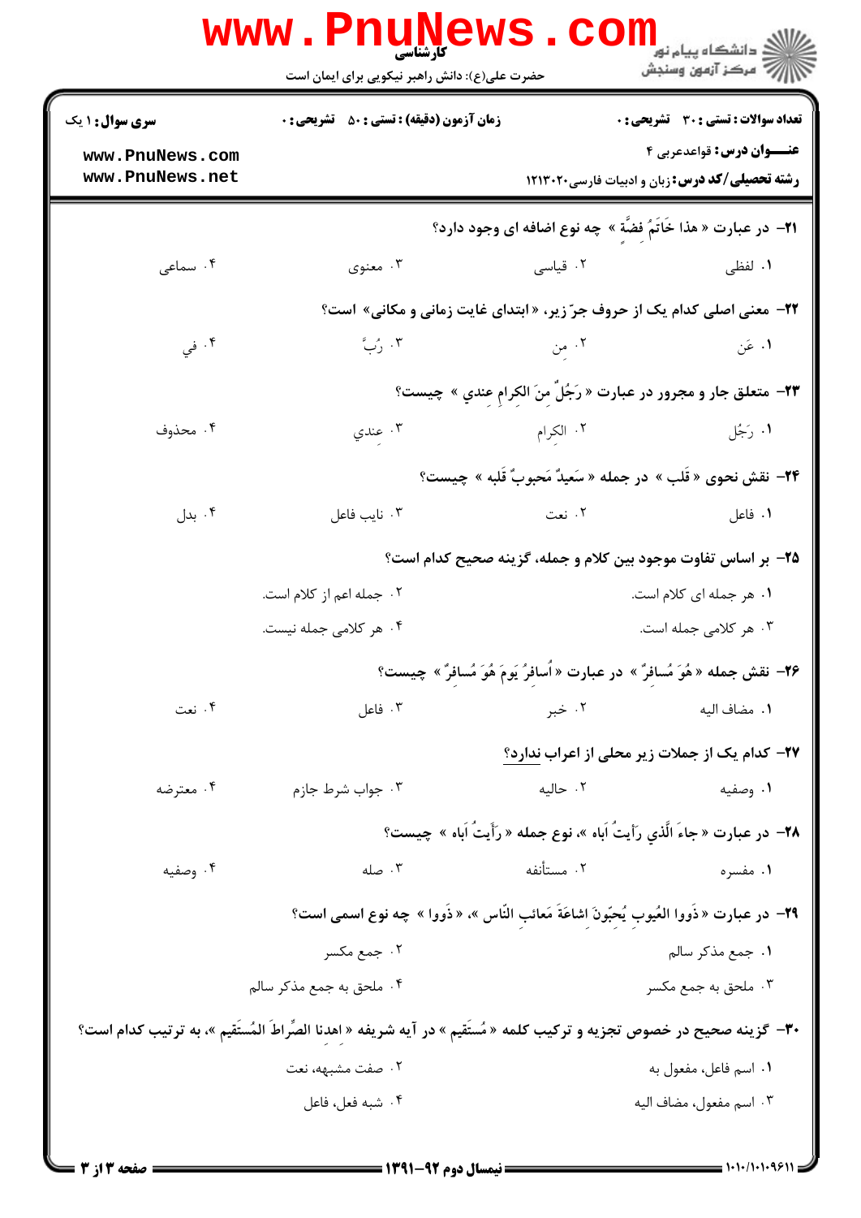۲۱- در عبارت « هذا خَاتَمُ فِضَّة » چه نوع اضافه ای وجود دارد؟

۱. لفظی
۲. قیاسی
۳. معنوی
۴. سماعی

۲۲- معنی اصلی کدام یک از حروف جرّ زیر، « ابتدای غایت زمانی و مکانی» است؟

۱. عَن
۲. مِن
۳. رُبَّ
۴. في

۲۳- متعلق جار و مجرور در عبارت « رَجُلٌ مِنَ الکِرامِ عِندي » چیست؟

۱. رَجُل
۲. الکرام
۳. عِندي
۴. محذوف

۲۴- نقش نحوی « قَلب » در جمله « سَعیدٌ مَحبوبٌ قَلبه » چیست؟

۱. فاعل
۲. نعت
۳. نایب فاعل
۴. بدل

۲۵- بر اساس تفاوت موجود بین کلام و جمله، گزینه صحیح کدام است؟

۱. هر جمله ای کلام است.
۲. جمله اعم از کلام است.
۳. هر کلامی جمله است.
۴. هر کلامی جمله نیست.

۲۶- نقش جمله « هُوَ مُسافِرٌ » در عبارت « اُسافِرُ یَومَ هُوَ مُسافِرٌ » چیست؟

۱. مضاف الیه
۲. خبر
۳. فاعل
۴. نعت

۲۷- کدام یک از جملات زیر محلی از اعراب ندارد؟

۱. وصفیه
۲. حالیه
۳. جواب شرط جازم
۴. معترضه

۲۸- در عبارت « جاءَ الَّذي رَأیتُ اَباه »، نوع جمله « رَأیتُ اَباه » چیست؟

۱. مفسره
۲. مستأنفه
۳. صله
۴. وصفیه

۲۹- در عبارت « ذَووا العُیوبِ یُحِبّونَ اشاعَةَ مَعائبِ النّاس »، « ذَووا » چه نوع اسمی است؟

۱. جمع مذکر سالم
۲. جمع مکسر
۳. ملحق به جمع مکسر
۴. ملحق به جمع مذکر سالم

۳۰- گزینه صحیح در خصوص تجزیه و ترکیب کلمه « مُستَقیم » در آیه شریفه « اهدِنا الصِّراطَ المُستَقیم »، به ترتیب کدام است؟

۱. اسم فاعل، مفعول به
۲. صفت مشبهه، نعت
۳. اسم مفعول، مضاف الیه
۴. شبه فعل، فاعل